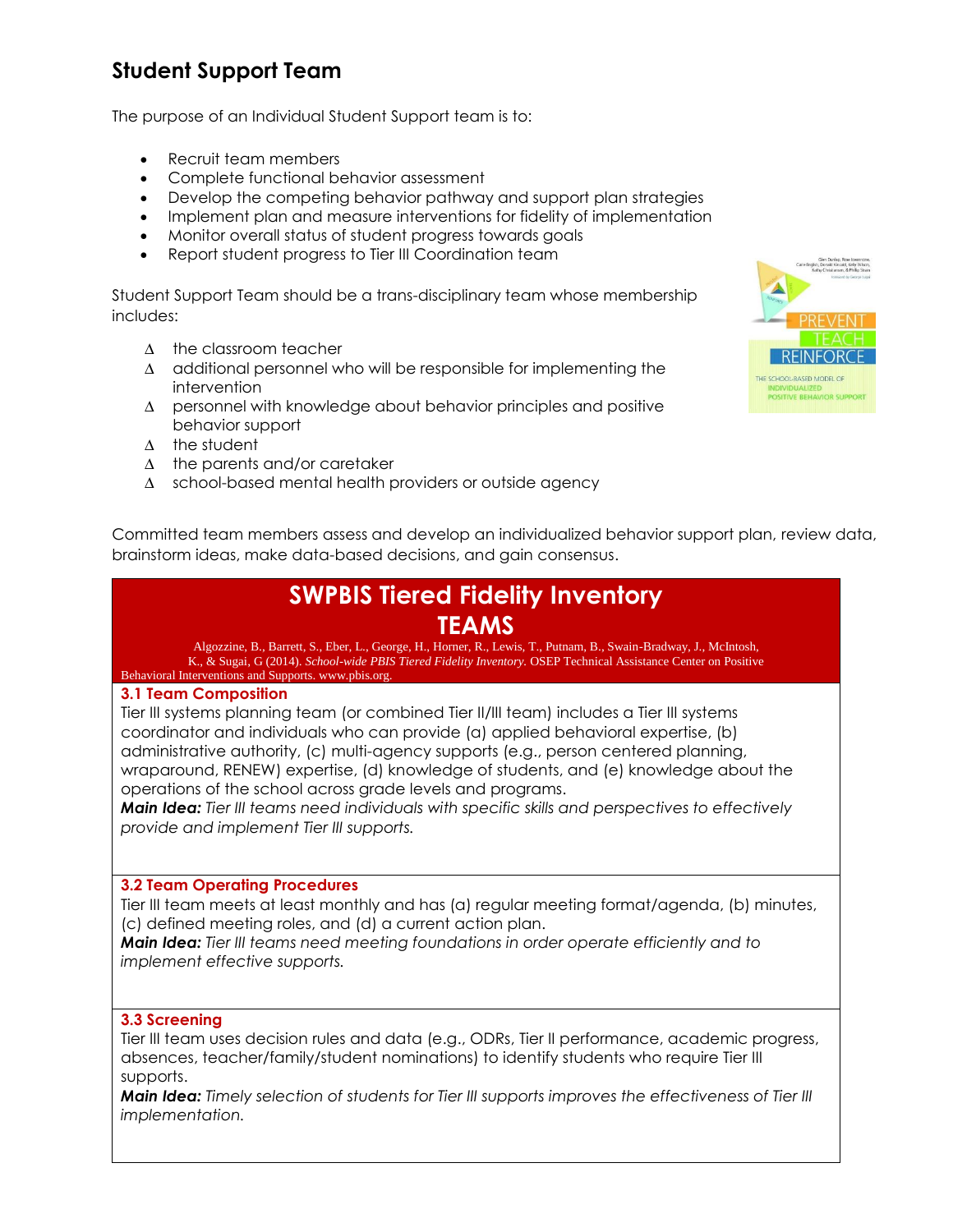## Student Support Team

The purpose of an Individual Student Support team is to:

- Recruit team members
- Complete functional behavior assessment
- Develop the competing behavior pathway and support plan strategies
- Implement plan and measure interventions for fidelity of implementation
- Monitor overall status of student progress towards goals
- Report student progress to Tier III Coordination team

Student Support Team should be a trans-disciplinary team whose membership includes:

- ∆ the classroom teacher
- ∆ additional personnel who will be responsible for implementing the intervention
- ∆ personnel with knowledge about behavior principles and positive behavior support
- ∆ the student
- ∆ the parents and/or caretaker
- ∆ school-based mental health providers or outside agency

Committed team members assess and develop an individualized behavior support plan, review data, brainstorm ideas, make data-based decisions, and gain consensus.

## SWPBIS Tiered Fidelity Inventory
## TEAMS

Algozzine, B., Barrett, S., Eber, L., George, H., Horner, R., Lewis, T., Putnam, B., Swain-Bradway, J., McIntosh, K., & Sugai, G (2014). *School-wide PBIS Tiered Fidelity Inventory.* OSEP Technical Assistance Center on Positive Behavioral Interventions and Supports. www.pbis.org.

### 3.1 Team Composition

Tier III systems planning team (or combined Tier II/III team) includes a Tier III systems coordinator and individuals who can provide (a) applied behavioral expertise, (b) administrative authority, (c) multi-agency supports (e.g., person centered planning, wraparound, RENEW) expertise, (d) knowledge of students, and (e) knowledge about the operations of the school across grade levels and programs.

***Main Idea:*** *Tier III teams need individuals with specific skills and perspectives to effectively provide and implement Tier III supports.*

### 3.2 Team Operating Procedures

Tier III team meets at least monthly and has (a) regular meeting format/agenda, (b) minutes, (c) defined meeting roles, and (d) a current action plan.

***Main Idea:*** *Tier III teams need meeting foundations in order operate efficiently and to implement effective supports.*

### 3.3 Screening

Tier III team uses decision rules and data (e.g., ODRs, Tier II performance, academic progress, absences, teacher/family/student nominations) to identify students who require Tier III supports.

***Main Idea:*** *Timely selection of students for Tier III supports improves the effectiveness of Tier III implementation.*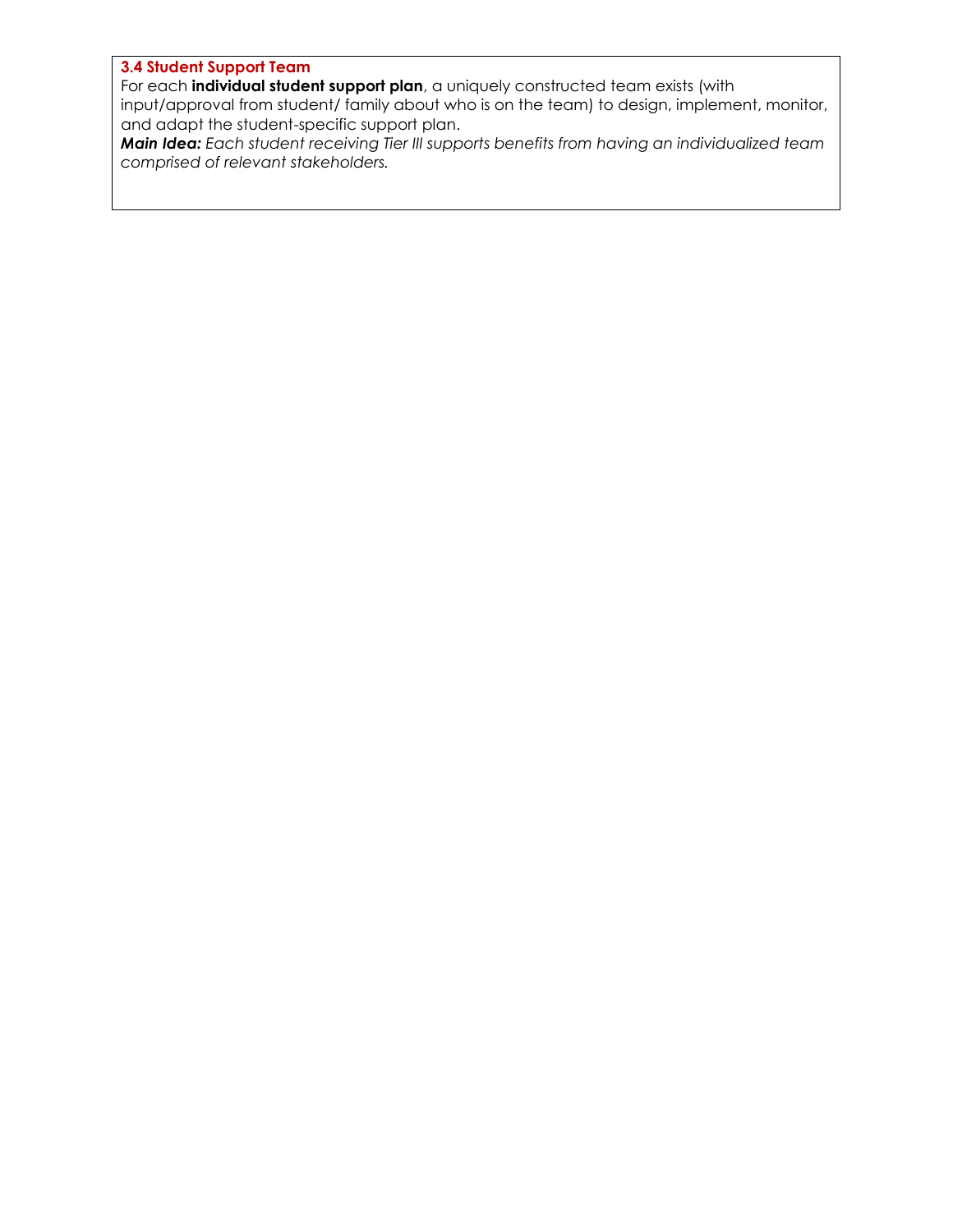### 3.4 Student Support Team

For each **individual student support plan**, a uniquely constructed team exists (with input/approval from student/ family about who is on the team) to design, implement, monitor, and adapt the student-specific support plan.

***Main Idea:*** *Each student receiving Tier III supports benefits from having an individualized team comprised of relevant stakeholders.*